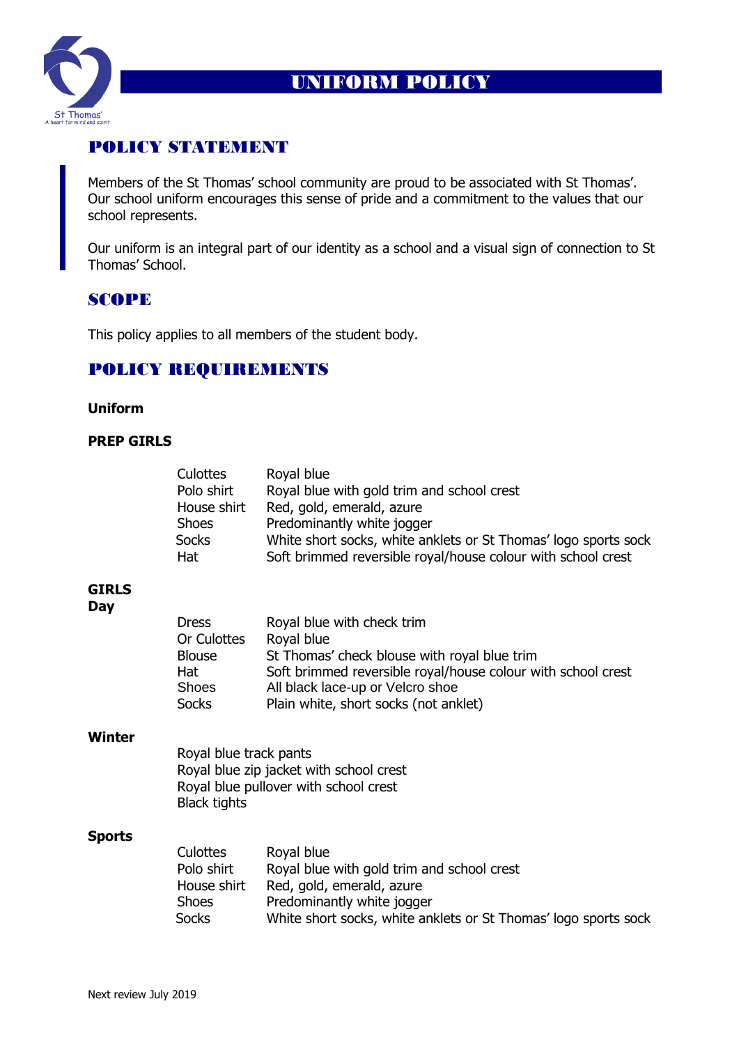# UNIFORM POLICY

## POLICY STATEMENT

Members of the St Thomas' school community are proud to be associated with St Thomas'. Our school uniform encourages this sense of pride and a commitment to the values that our school represents.

Our uniform is an integral part of our identity as a school and a visual sign of connection to St Thomas' School.

## SCOPE

This policy applies to all members of the student body.

## POLICY REQUIREMENTS

**Uniform**

**PREP GIRLS**

| | |
|---|---|
| Culottes | Royal blue |
| Polo shirt | Royal blue with gold trim and school crest |
| House shirt | Red, gold, emerald, azure |
| Shoes | Predominantly white jogger |
| Socks | White short socks, white anklets or St Thomas' logo sports sock |
| Hat | Soft brimmed reversible royal/house colour with school crest |

**GIRLS**
**Day**

| | |
|---|---|
| Dress | Royal blue with check trim |
| Or Culottes | Royal blue |
| Blouse | St Thomas' check blouse with royal blue trim |
| Hat | Soft brimmed reversible royal/house colour with school crest |
| Shoes | All black lace-up or Velcro shoe |
| Socks | Plain white, short socks (not anklet) |

**Winter**

Royal blue track pants
Royal blue zip jacket with school crest
Royal blue pullover with school crest
Black tights

**Sports**

| | |
|---|---|
| Culottes | Royal blue |
| Polo shirt | Royal blue with gold trim and school crest |
| House shirt | Red, gold, emerald, azure |
| Shoes | Predominantly white jogger |
| Socks | White short socks, white anklets or St Thomas' logo sports sock |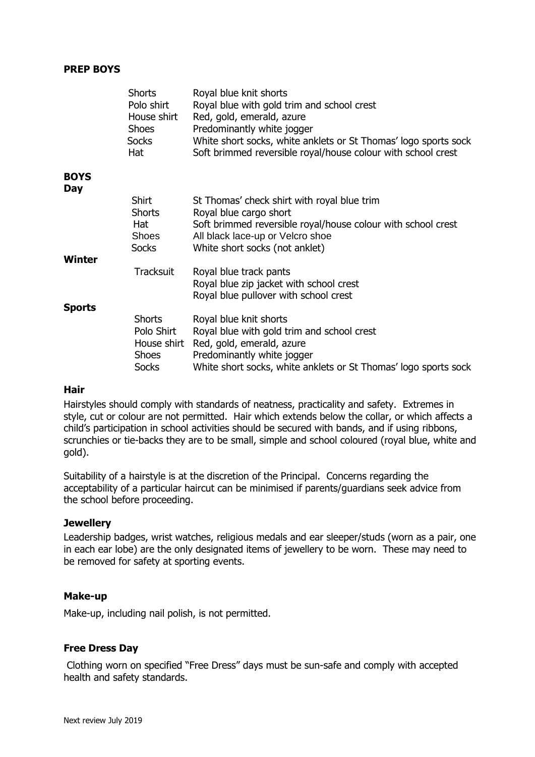**PREP BOYS**

| | | |
|---|---|---|
| | Shorts | Royal blue knit shorts |
| | Polo shirt | Royal blue with gold trim and school crest |
| | House shirt | Red, gold, emerald, azure |
| | Shoes | Predominantly white jogger |
| | Socks | White short socks, white anklets or St Thomas' logo sports sock |
| | Hat | Soft brimmed reversible royal/house colour with school crest |
| **BOYS** | | |
| **Day** | | |
| | Shirt | St Thomas' check shirt with royal blue trim |
| | Shorts | Royal blue cargo short |
| | Hat | Soft brimmed reversible royal/house colour with school crest |
| | Shoes | All black lace-up or Velcro shoe |
| | Socks | White short socks (not anklet) |
| **Winter** | | |
| | Tracksuit | Royal blue track pants |
| | | Royal blue zip jacket with school crest |
| | | Royal blue pullover with school crest |
| **Sports** | | |
| | Shorts | Royal blue knit shorts |
| | Polo Shirt | Royal blue with gold trim and school crest |
| | House shirt | Red, gold, emerald, azure |
| | Shoes | Predominantly white jogger |
| | Socks | White short socks, white anklets or St Thomas' logo sports sock |

**Hair**

Hairstyles should comply with standards of neatness, practicality and safety. Extremes in style, cut or colour are not permitted. Hair which extends below the collar, or which affects a child's participation in school activities should be secured with bands, and if using ribbons, scrunchies or tie-backs they are to be small, simple and school coloured (royal blue, white and gold).

Suitability of a hairstyle is at the discretion of the Principal. Concerns regarding the acceptability of a particular haircut can be minimised if parents/guardians seek advice from the school before proceeding.

**Jewellery**

Leadership badges, wrist watches, religious medals and ear sleeper/studs (worn as a pair, one in each ear lobe) are the only designated items of jewellery to be worn. These may need to be removed for safety at sporting events.

**Make-up**

Make-up, including nail polish, is not permitted.

**Free Dress Day**

Clothing worn on specified "Free Dress" days must be sun-safe and comply with accepted health and safety standards.

Next review July 2019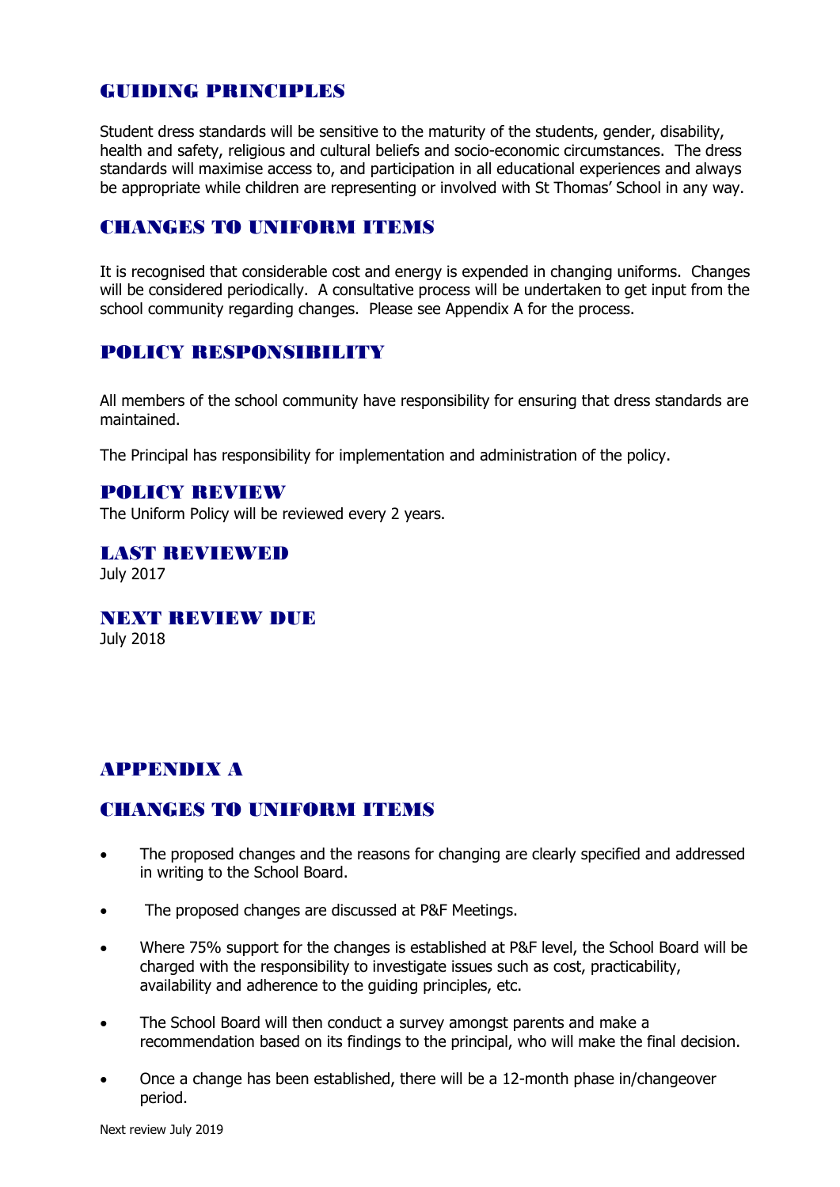## GUIDING PRINCIPLES

Student dress standards will be sensitive to the maturity of the students, gender, disability, health and safety, religious and cultural beliefs and socio-economic circumstances. The dress standards will maximise access to, and participation in all educational experiences and always be appropriate while children are representing or involved with St Thomas' School in any way.

## CHANGES TO UNIFORM ITEMS

It is recognised that considerable cost and energy is expended in changing uniforms. Changes will be considered periodically. A consultative process will be undertaken to get input from the school community regarding changes. Please see Appendix A for the process.

## POLICY RESPONSIBILITY

All members of the school community have responsibility for ensuring that dress standards are maintained.

The Principal has responsibility for implementation and administration of the policy.

## POLICY REVIEW

The Uniform Policy will be reviewed every 2 years.

## LAST REVIEWED

July 2017

## NEXT REVIEW DUE

July 2018

## APPENDIX A

## CHANGES TO UNIFORM ITEMS

- The proposed changes and the reasons for changing are clearly specified and addressed in writing to the School Board.
- The proposed changes are discussed at P&F Meetings.
- Where 75% support for the changes is established at P&F level, the School Board will be charged with the responsibility to investigate issues such as cost, practicability, availability and adherence to the guiding principles, etc.
- The School Board will then conduct a survey amongst parents and make a recommendation based on its findings to the principal, who will make the final decision.
- Once a change has been established, there will be a 12-month phase in/changeover period.